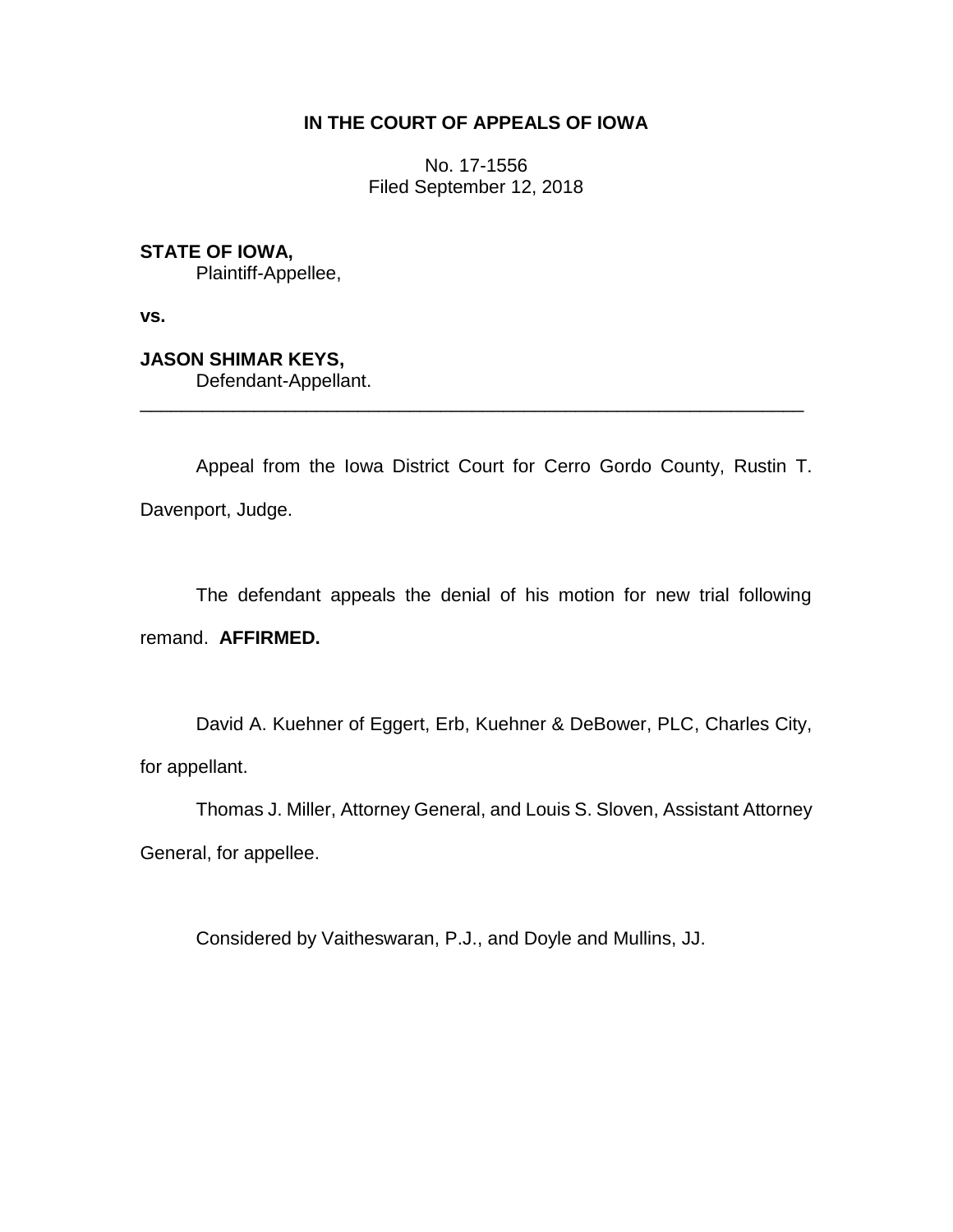**IN THE COURT OF APPEALS OF IOWA**

No. 17-1556
Filed September 12, 2018

**STATE OF IOWA,**
Plaintiff-Appellee,

**vs.**

**JASON SHIMAR KEYS,**
Defendant-Appellant.

---

Appeal from the Iowa District Court for Cerro Gordo County, Rustin T. Davenport, Judge.

The defendant appeals the denial of his motion for new trial following remand. **AFFIRMED.**

David A. Kuehner of Eggert, Erb, Kuehner & DeBower, PLC, Charles City, for appellant.

Thomas J. Miller, Attorney General, and Louis S. Sloven, Assistant Attorney General, for appellee.

Considered by Vaitheswaran, P.J., and Doyle and Mullins, JJ.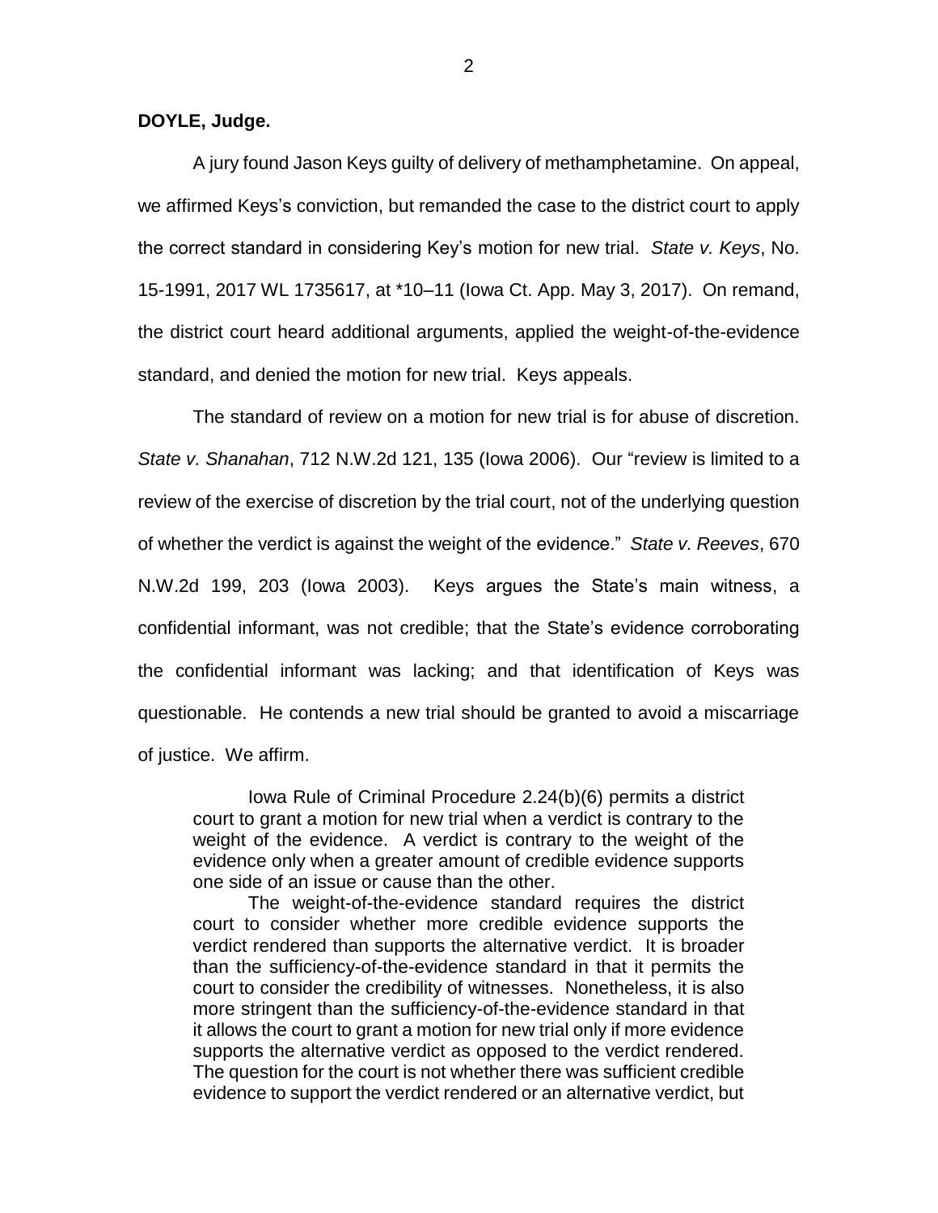**DOYLE, Judge.**

A jury found Jason Keys guilty of delivery of methamphetamine. On appeal, we affirmed Keys's conviction, but remanded the case to the district court to apply the correct standard in considering Key's motion for new trial. *State v. Keys*, No. 15-1991, 2017 WL 1735617, at *10–11 (Iowa Ct. App. May 3, 2017). On remand, the district court heard additional arguments, applied the weight-of-the-evidence standard, and denied the motion for new trial. Keys appeals.

The standard of review on a motion for new trial is for abuse of discretion. *State v. Shanahan*, 712 N.W.2d 121, 135 (Iowa 2006). Our "review is limited to a review of the exercise of discretion by the trial court, not of the underlying question of whether the verdict is against the weight of the evidence." *State v. Reeves*, 670 N.W.2d 199, 203 (Iowa 2003). Keys argues the State's main witness, a confidential informant, was not credible; that the State's evidence corroborating the confidential informant was lacking; and that identification of Keys was questionable. He contends a new trial should be granted to avoid a miscarriage of justice. We affirm.

> Iowa Rule of Criminal Procedure 2.24(b)(6) permits a district court to grant a motion for new trial when a verdict is contrary to the weight of the evidence. A verdict is contrary to the weight of the evidence only when a greater amount of credible evidence supports one side of an issue or cause than the other.
>
> The weight-of-the-evidence standard requires the district court to consider whether more credible evidence supports the verdict rendered than supports the alternative verdict. It is broader than the sufficiency-of-the-evidence standard in that it permits the court to consider the credibility of witnesses. Nonetheless, it is also more stringent than the sufficiency-of-the-evidence standard in that it allows the court to grant a motion for new trial only if more evidence supports the alternative verdict as opposed to the verdict rendered. The question for the court is not whether there was sufficient credible evidence to support the verdict rendered or an alternative verdict, but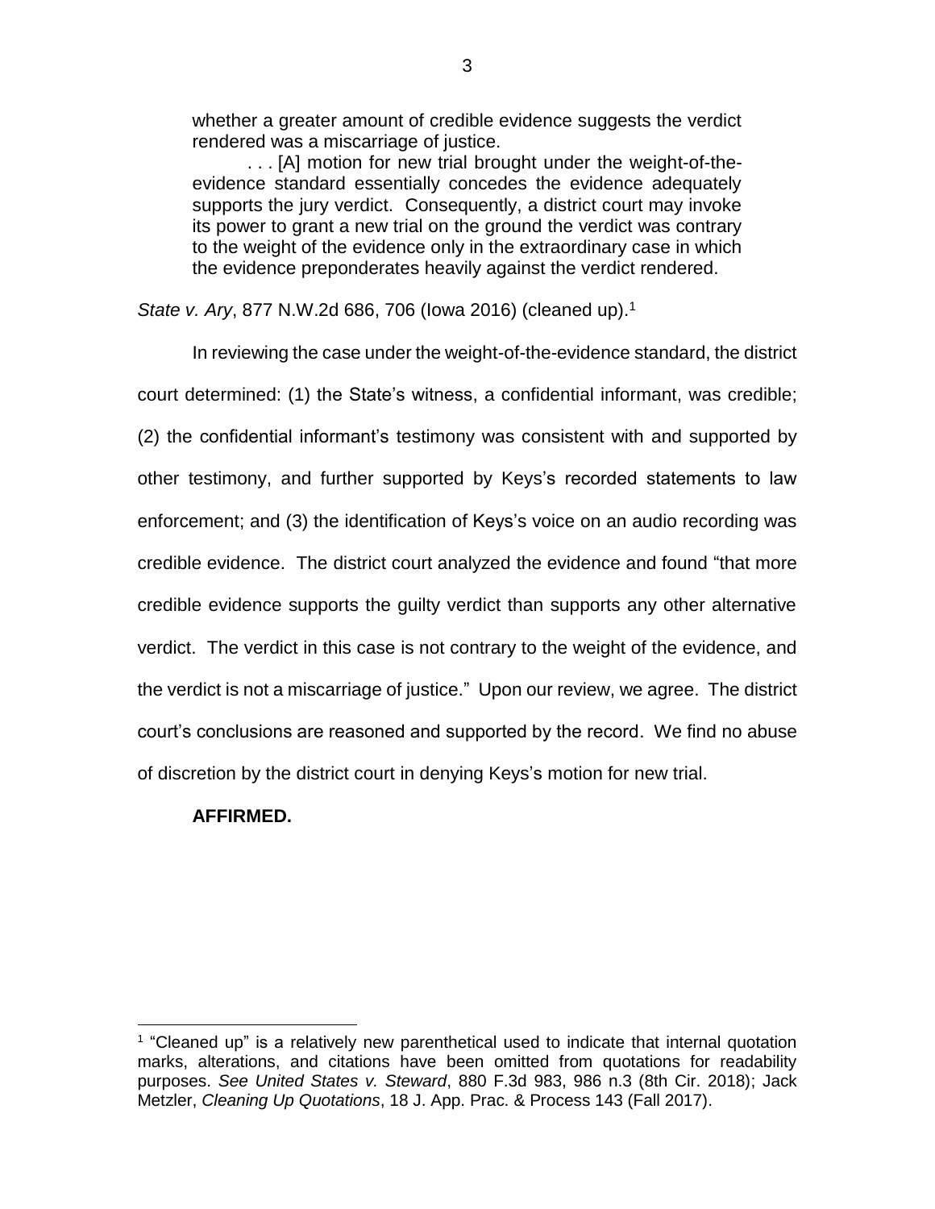> whether a greater amount of credible evidence suggests the verdict rendered was a miscarriage of justice.
>
> . . . [A] motion for new trial brought under the weight-of-the-evidence standard essentially concedes the evidence adequately supports the jury verdict. Consequently, a district court may invoke its power to grant a new trial on the ground the verdict was contrary to the weight of the evidence only in the extraordinary case in which the evidence preponderates heavily against the verdict rendered.

*State v. Ary*, 877 N.W.2d 686, 706 (Iowa 2016) (cleaned up).[1]

In reviewing the case under the weight-of-the-evidence standard, the district court determined: (1) the State's witness, a confidential informant, was credible; (2) the confidential informant's testimony was consistent with and supported by other testimony, and further supported by Keys's recorded statements to law enforcement; and (3) the identification of Keys's voice on an audio recording was credible evidence. The district court analyzed the evidence and found "that more credible evidence supports the guilty verdict than supports any other alternative verdict. The verdict in this case is not contrary to the weight of the evidence, and the verdict is not a miscarriage of justice." Upon our review, we agree. The district court's conclusions are reasoned and supported by the record. We find no abuse of discretion by the district court in denying Keys's motion for new trial.

**AFFIRMED.**

---

[1] "Cleaned up" is a relatively new parenthetical used to indicate that internal quotation marks, alterations, and citations have been omitted from quotations for readability purposes. *See United States v. Steward*, 880 F.3d 983, 986 n.3 (8th Cir. 2018); Jack Metzler, *Cleaning Up Quotations*, 18 J. App. Prac. & Process 143 (Fall 2017).